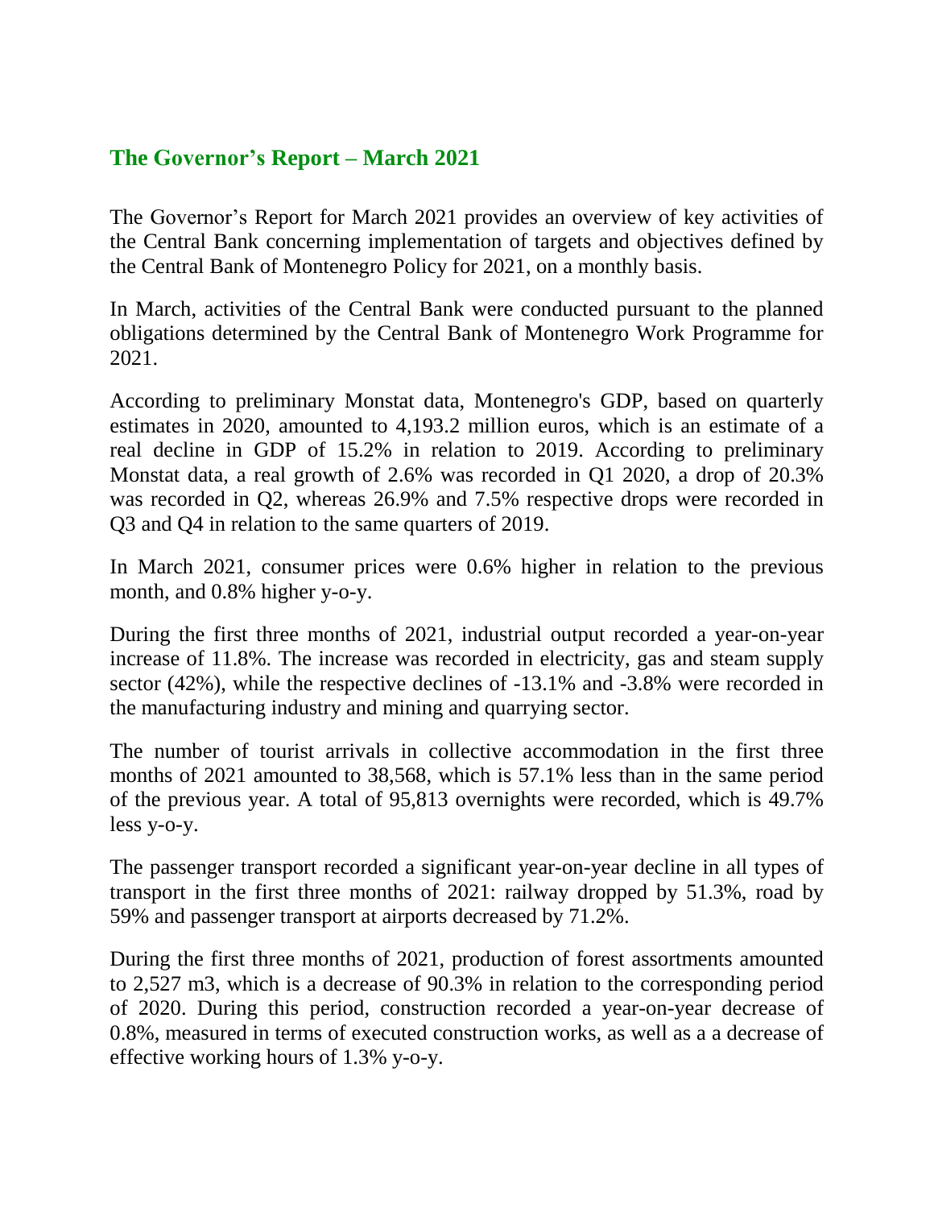## The Governor's Report – March 2021

The Governor's Report for March 2021 provides an overview of key activities of the Central Bank concerning implementation of targets and objectives defined by the Central Bank of Montenegro Policy for 2021, on a monthly basis.

In March, activities of the Central Bank were conducted pursuant to the planned obligations determined by the Central Bank of Montenegro Work Programme for 2021.

According to preliminary Monstat data, Montenegro's GDP, based on quarterly estimates in 2020, amounted to 4,193.2 million euros, which is an estimate of a real decline in GDP of 15.2% in relation to 2019. According to preliminary Monstat data, a real growth of 2.6% was recorded in Q1 2020, a drop of 20.3% was recorded in Q2, whereas 26.9% and 7.5% respective drops were recorded in Q3 and Q4 in relation to the same quarters of 2019.

In March 2021, consumer prices were 0.6% higher in relation to the previous month, and 0.8% higher y-o-y.

During the first three months of 2021, industrial output recorded a year-on-year increase of 11.8%. The increase was recorded in electricity, gas and steam supply sector (42%), while the respective declines of -13.1% and -3.8% were recorded in the manufacturing industry and mining and quarrying sector.

The number of tourist arrivals in collective accommodation in the first three months of 2021 amounted to 38,568, which is 57.1% less than in the same period of the previous year. A total of 95,813 overnights were recorded, which is 49.7% less y-o-y.

The passenger transport recorded a significant year-on-year decline in all types of transport in the first three months of 2021: railway dropped by 51.3%, road by 59% and passenger transport at airports decreased by 71.2%.

During the first three months of 2021, production of forest assortments amounted to 2,527 m3, which is a decrease of 90.3% in relation to the corresponding period of 2020. During this period, construction recorded a year-on-year decrease of 0.8%, measured in terms of executed construction works, as well as a a decrease of effective working hours of 1.3% y-o-y.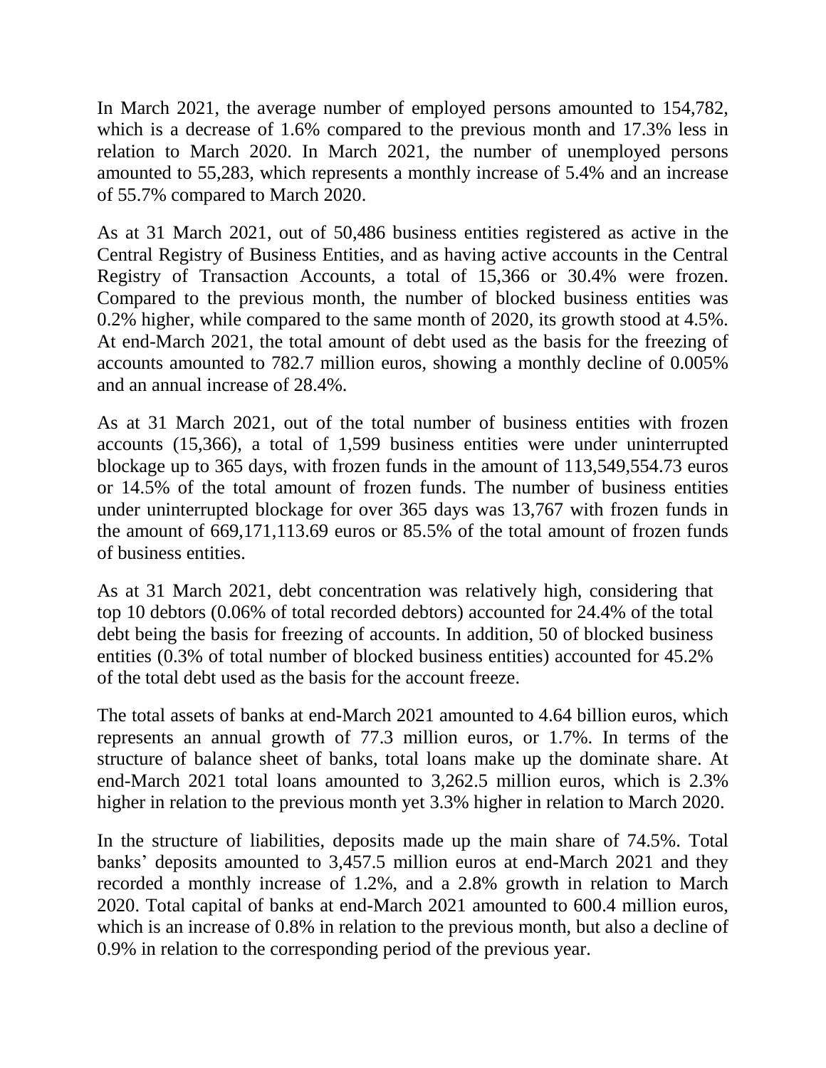In March 2021, the average number of employed persons amounted to 154,782, which is a decrease of 1.6% compared to the previous month and 17.3% less in relation to March 2020. In March 2021, the number of unemployed persons amounted to 55,283, which represents a monthly increase of 5.4% and an increase of 55.7% compared to March 2020.

As at 31 March 2021, out of 50,486 business entities registered as active in the Central Registry of Business Entities, and as having active accounts in the Central Registry of Transaction Accounts, a total of 15,366 or 30.4% were frozen. Compared to the previous month, the number of blocked business entities was 0.2% higher, while compared to the same month of 2020, its growth stood at 4.5%. At end-March 2021, the total amount of debt used as the basis for the freezing of accounts amounted to 782.7 million euros, showing a monthly decline of 0.005% and an annual increase of 28.4%.

As at 31 March 2021, out of the total number of business entities with frozen accounts (15,366), a total of 1,599 business entities were under uninterrupted blockage up to 365 days, with frozen funds in the amount of 113,549,554.73 euros or 14.5% of the total amount of frozen funds. The number of business entities under uninterrupted blockage for over 365 days was 13,767 with frozen funds in the amount of 669,171,113.69 euros or 85.5% of the total amount of frozen funds of business entities.

As at 31 March 2021, debt concentration was relatively high, considering that top 10 debtors (0.06% of total recorded debtors) accounted for 24.4% of the total debt being the basis for freezing of accounts. In addition, 50 of blocked business entities (0.3% of total number of blocked business entities) accounted for 45.2% of the total debt used as the basis for the account freeze.

The total assets of banks at end-March 2021 amounted to 4.64 billion euros, which represents an annual growth of 77.3 million euros, or 1.7%. In terms of the structure of balance sheet of banks, total loans make up the dominate share. At end-March 2021 total loans amounted to 3,262.5 million euros, which is 2.3% higher in relation to the previous month yet 3.3% higher in relation to March 2020.

In the structure of liabilities, deposits made up the main share of 74.5%. Total banks' deposits amounted to 3,457.5 million euros at end-March 2021 and they recorded a monthly increase of 1.2%, and a 2.8% growth in relation to March 2020. Total capital of banks at end-March 2021 amounted to 600.4 million euros, which is an increase of 0.8% in relation to the previous month, but also a decline of 0.9% in relation to the corresponding period of the previous year.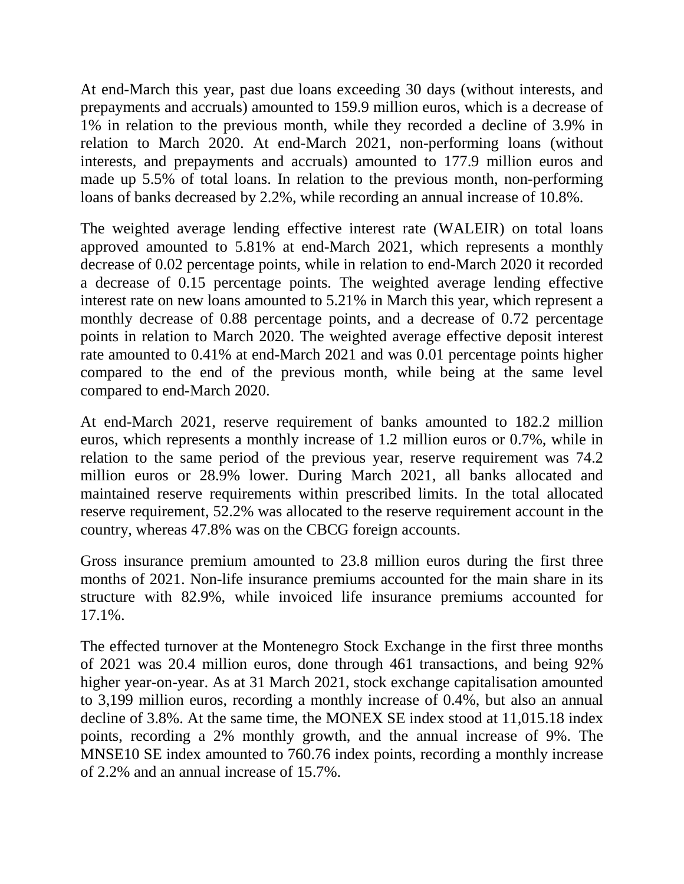At end-March this year, past due loans exceeding 30 days (without interests, and prepayments and accruals) amounted to 159.9 million euros, which is a decrease of 1% in relation to the previous month, while they recorded a decline of 3.9% in relation to March 2020. At end-March 2021, non-performing loans (without interests, and prepayments and accruals) amounted to 177.9 million euros and made up 5.5% of total loans. In relation to the previous month, non-performing loans of banks decreased by 2.2%, while recording an annual increase of 10.8%.

The weighted average lending effective interest rate (WALEIR) on total loans approved amounted to 5.81% at end-March 2021, which represents a monthly decrease of 0.02 percentage points, while in relation to end-March 2020 it recorded a decrease of 0.15 percentage points. The weighted average lending effective interest rate on new loans amounted to 5.21% in March this year, which represent a monthly decrease of 0.88 percentage points, and a decrease of 0.72 percentage points in relation to March 2020. The weighted average effective deposit interest rate amounted to 0.41% at end-March 2021 and was 0.01 percentage points higher compared to the end of the previous month, while being at the same level compared to end-March 2020.

At end-March 2021, reserve requirement of banks amounted to 182.2 million euros, which represents a monthly increase of 1.2 million euros or 0.7%, while in relation to the same period of the previous year, reserve requirement was 74.2 million euros or 28.9% lower. During March 2021, all banks allocated and maintained reserve requirements within prescribed limits. In the total allocated reserve requirement, 52.2% was allocated to the reserve requirement account in the country, whereas 47.8% was on the CBCG foreign accounts.

Gross insurance premium amounted to 23.8 million euros during the first three months of 2021. Non-life insurance premiums accounted for the main share in its structure with 82.9%, while invoiced life insurance premiums accounted for 17.1%.

The effected turnover at the Montenegro Stock Exchange in the first three months of 2021 was 20.4 million euros, done through 461 transactions, and being 92% higher year-on-year. As at 31 March 2021, stock exchange capitalisation amounted to 3,199 million euros, recording a monthly increase of 0.4%, but also an annual decline of 3.8%. At the same time, the MONEX SE index stood at 11,015.18 index points, recording a 2% monthly growth, and the annual increase of 9%. The MNSE10 SE index amounted to 760.76 index points, recording a monthly increase of 2.2% and an annual increase of 15.7%.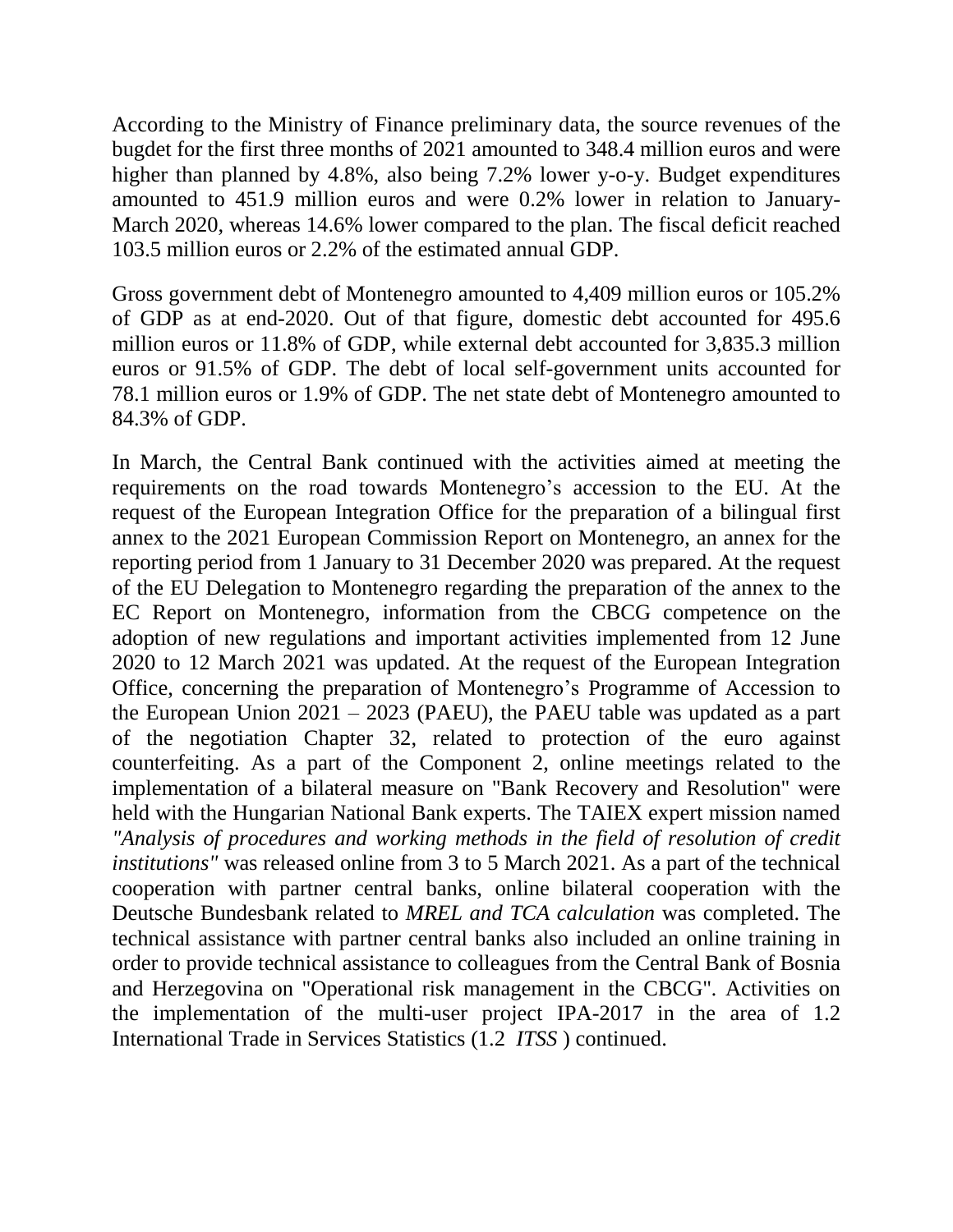According to the Ministry of Finance preliminary data, the source revenues of the bugdet for the first three months of 2021 amounted to 348.4 million euros and were higher than planned by 4.8%, also being 7.2% lower y-o-y. Budget expenditures amounted to 451.9 million euros and were 0.2% lower in relation to January-March 2020, whereas 14.6% lower compared to the plan. The fiscal deficit reached 103.5 million euros or 2.2% of the estimated annual GDP.

Gross government debt of Montenegro amounted to 4,409 million euros or 105.2% of GDP as at end-2020. Out of that figure, domestic debt accounted for 495.6 million euros or 11.8% of GDP, while external debt accounted for 3,835.3 million euros or 91.5% of GDP. The debt of local self-government units accounted for 78.1 million euros or 1.9% of GDP. The net state debt of Montenegro amounted to 84.3% of GDP.

In March, the Central Bank continued with the activities aimed at meeting the requirements on the road towards Montenegro's accession to the EU. At the request of the European Integration Office for the preparation of a bilingual first annex to the 2021 European Commission Report on Montenegro, an annex for the reporting period from 1 January to 31 December 2020 was prepared. At the request of the EU Delegation to Montenegro regarding the preparation of the annex to the EC Report on Montenegro, information from the CBCG competence on the adoption of new regulations and important activities implemented from 12 June 2020 to 12 March 2021 was updated. At the request of the European Integration Office, concerning the preparation of Montenegro's Programme of Accession to the European Union 2021 – 2023 (PAEU), the PAEU table was updated as a part of the negotiation Chapter 32, related to protection of the euro against counterfeiting. As a part of the Component 2, online meetings related to the implementation of a bilateral measure on "Bank Recovery and Resolution" were held with the Hungarian National Bank experts. The TAIEX expert mission named *"Analysis of procedures and working methods in the field of resolution of credit institutions"* was released online from 3 to 5 March 2021. As a part of the technical cooperation with partner central banks, online bilateral cooperation with the Deutsche Bundesbank related to *MREL and TCA calculation* was completed. The technical assistance with partner central banks also included an online training in order to provide technical assistance to colleagues from the Central Bank of Bosnia and Herzegovina on "Operational risk management in the CBCG". Activities on the implementation of the multi-user project IPA-2017 in the area of 1.2 International Trade in Services Statistics (1.2 *ITSS* ) continued.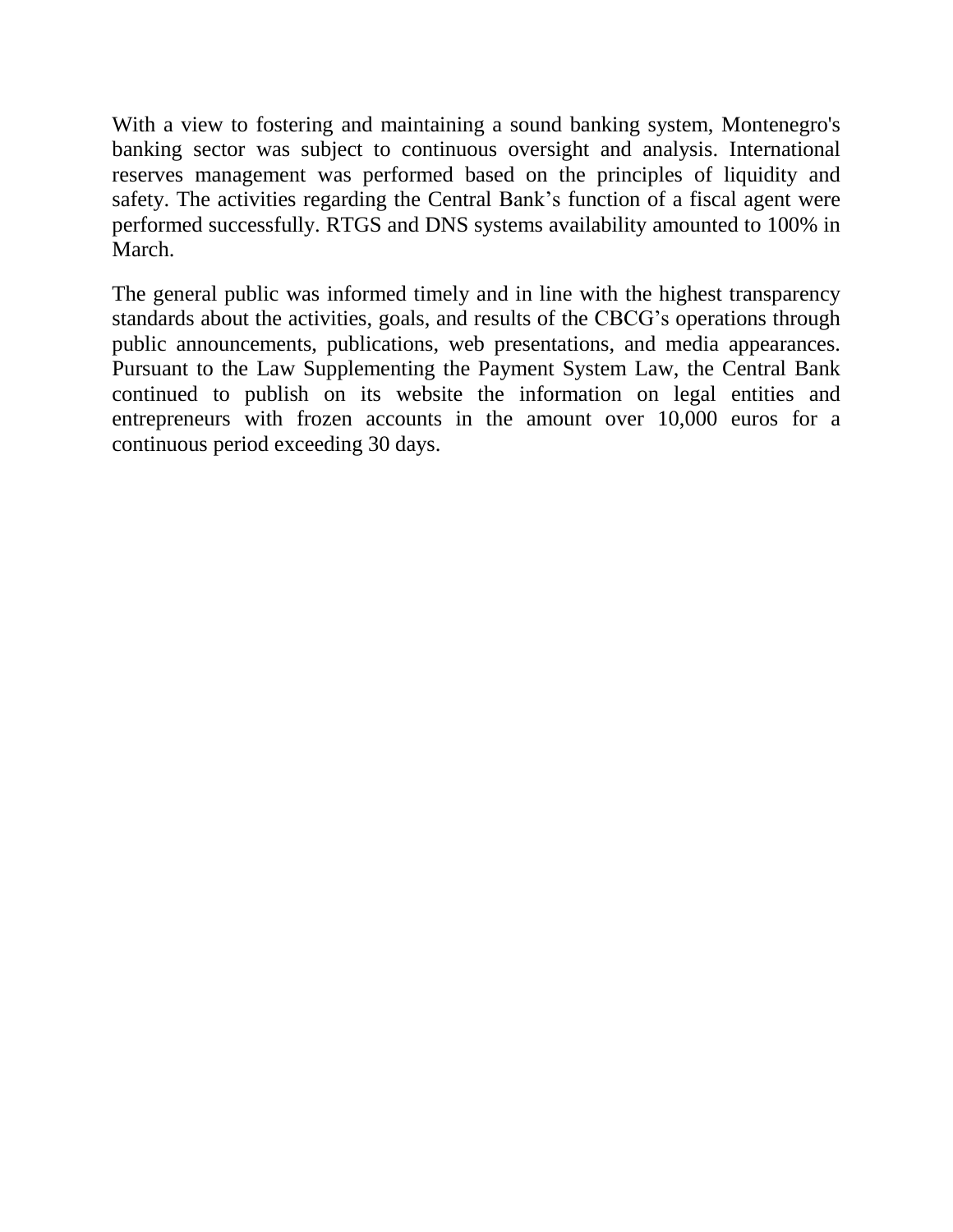With a view to fostering and maintaining a sound banking system, Montenegro's banking sector was subject to continuous oversight and analysis. International reserves management was performed based on the principles of liquidity and safety. The activities regarding the Central Bank's function of a fiscal agent were performed successfully. RTGS and DNS systems availability amounted to 100% in March.

The general public was informed timely and in line with the highest transparency standards about the activities, goals, and results of the CBCG's operations through public announcements, publications, web presentations, and media appearances. Pursuant to the Law Supplementing the Payment System Law, the Central Bank continued to publish on its website the information on legal entities and entrepreneurs with frozen accounts in the amount over 10,000 euros for a continuous period exceeding 30 days.